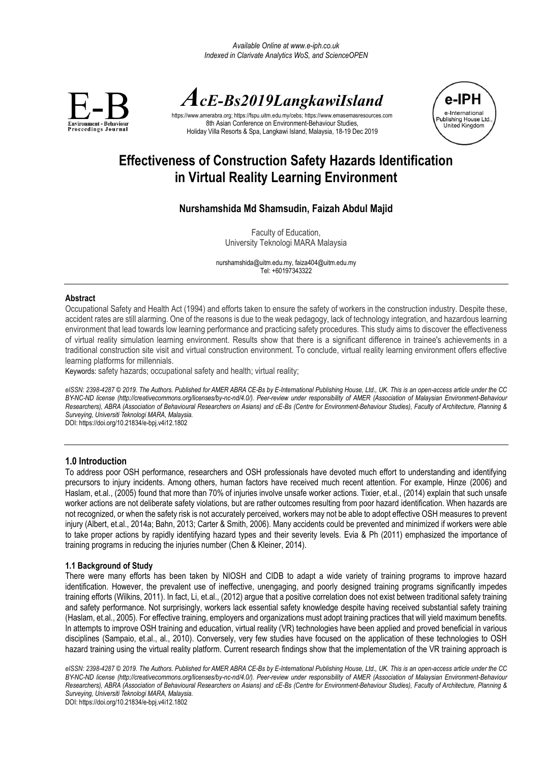# Effectiveness of Construction Safety Hazards Identification in Virtual Reality Learning Environment

**Nurshamshida Md Shamsudin, Faizah Abdul Majid**

Faculty of Education,
University Teknologi MARA Malaysia

nurshamshida@uitm.edu.my, faiza404@uitm.edu.my
Tel: +60197343322

## Abstract

Occupational Safety and Health Act (1994) and efforts taken to ensure the safety of workers in the construction industry. Despite these, accident rates are still alarming. One of the reasons is due to the weak pedagogy, lack of technology integration, and hazardous learning environment that lead towards low learning performance and practicing safety procedures. This study aims to discover the effectiveness of virtual reality simulation learning environment. Results show that there is a significant difference in trainee's achievements in a traditional construction site visit and virtual construction environment. To conclude, virtual reality learning environment offers effective learning platforms for millennials.

Keywords: safety hazards; occupational safety and health; virtual reality;

*eISSN: 2398-4287 © 2019. The Authors. Published for AMER ABRA CE-Bs by E-International Publishing House, Ltd., UK. This is an open-access article under the CC BY-NC-ND license (http://creativecommons.org/licenses/by-nc-nd/4.0/). Peer-review under responsibility of AMER (Association of Malaysian Environment-Behaviour Researchers), ABRA (Association of Behavioural Researchers on Asians) and cE-Bs (Centre for Environment-Behaviour Studies), Faculty of Architecture, Planning & Surveying, Universiti Teknologi MARA, Malaysia.*
DOI: https://doi.org/10.21834/e-bpj.v4i12.1802

## 1.0 Introduction

To address poor OSH performance, researchers and OSH professionals have devoted much effort to understanding and identifying precursors to injury incidents. Among others, human factors have received much recent attention. For example, Hinze (2006) and Haslam, et.al., (2005) found that more than 70% of injuries involve unsafe worker actions. Tixier, et.al., (2014) explain that such unsafe worker actions are not deliberate safety violations, but are rather outcomes resulting from poor hazard identification. When hazards are not recognized, or when the safety risk is not accurately perceived, workers may not be able to adopt effective OSH measures to prevent injury (Albert, et.al., 2014a; Bahn, 2013; Carter & Smith, 2006). Many accidents could be prevented and minimized if workers were able to take proper actions by rapidly identifying hazard types and their severity levels. Evia & Ph (2011) emphasized the importance of training programs in reducing the injuries number (Chen & Kleiner, 2014).

### 1.1 Background of Study

There were many efforts has been taken by NIOSH and CIDB to adapt a wide variety of training programs to improve hazard identification. However, the prevalent use of ineffective, unengaging, and poorly designed training programs significantly impedes training efforts (Wilkins, 2011). In fact, Li, et.al., (2012) argue that a positive correlation does not exist between traditional safety training and safety performance. Not surprisingly, workers lack essential safety knowledge despite having received substantial safety training (Haslam, et.al., 2005). For effective training, employers and organizations must adopt training practices that will yield maximum benefits. In attempts to improve OSH training and education, virtual reality (VR) technologies have been applied and proved beneficial in various disciplines (Sampaio, et.al., al., 2010). Conversely, very few studies have focused on the application of these technologies to OSH hazard training using the virtual reality platform. Current research findings show that the implementation of the VR training approach is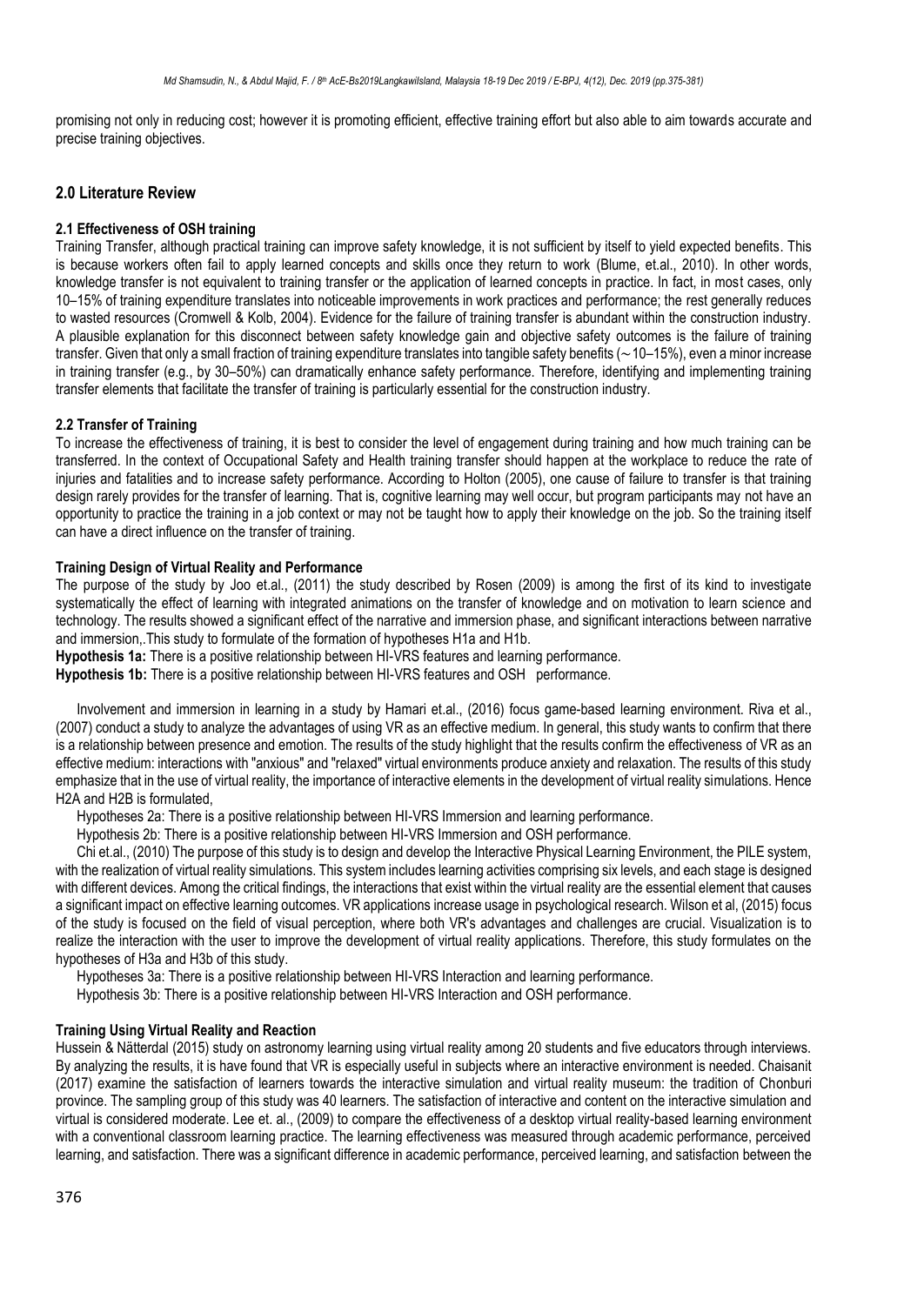promising not only in reducing cost; however it is promoting efficient, effective training effort but also able to aim towards accurate and precise training objectives.

## 2.0 Literature Review

### 2.1 Effectiveness of OSH training

Training Transfer, although practical training can improve safety knowledge, it is not sufficient by itself to yield expected benefits. This is because workers often fail to apply learned concepts and skills once they return to work (Blume, et.al., 2010). In other words, knowledge transfer is not equivalent to training transfer or the application of learned concepts in practice. In fact, in most cases, only 10–15% of training expenditure translates into noticeable improvements in work practices and performance; the rest generally reduces to wasted resources (Cromwell & Kolb, 2004). Evidence for the failure of training transfer is abundant within the construction industry. A plausible explanation for this disconnect between safety knowledge gain and objective safety outcomes is the failure of training transfer. Given that only a small fraction of training expenditure translates into tangible safety benefits (∼10–15%), even a minor increase in training transfer (e.g., by 30–50%) can dramatically enhance safety performance. Therefore, identifying and implementing training transfer elements that facilitate the transfer of training is particularly essential for the construction industry.

### 2.2 Transfer of Training

To increase the effectiveness of training, it is best to consider the level of engagement during training and how much training can be transferred. In the context of Occupational Safety and Health training transfer should happen at the workplace to reduce the rate of injuries and fatalities and to increase safety performance. According to Holton (2005), one cause of failure to transfer is that training design rarely provides for the transfer of learning. That is, cognitive learning may well occur, but program participants may not have an opportunity to practice the training in a job context or may not be taught how to apply their knowledge on the job. So the training itself can have a direct influence on the transfer of training.

**Training Design of Virtual Reality and Performance**

The purpose of the study by Joo et.al., (2011) the study described by Rosen (2009) is among the first of its kind to investigate systematically the effect of learning with integrated animations on the transfer of knowledge and on motivation to learn science and technology. The results showed a significant effect of the narrative and immersion phase, and significant interactions between narrative and immersion,.This study to formulate of the formation of hypotheses H1a and H1b.

**Hypothesis 1a:** There is a positive relationship between HI-VRS features and learning performance.

**Hypothesis 1b:** There is a positive relationship between HI-VRS features and OSH performance.

Involvement and immersion in learning in a study by Hamari et.al., (2016) focus game-based learning environment. Riva et al., (2007) conduct a study to analyze the advantages of using VR as an effective medium. In general, this study wants to confirm that there is a relationship between presence and emotion. The results of the study highlight that the results confirm the effectiveness of VR as an effective medium: interactions with "anxious" and "relaxed" virtual environments produce anxiety and relaxation. The results of this study emphasize that in the use of virtual reality, the importance of interactive elements in the development of virtual reality simulations. Hence H2A and H2B is formulated,

Hypotheses 2a: There is a positive relationship between HI-VRS Immersion and learning performance.

Hypothesis 2b: There is a positive relationship between HI-VRS Immersion and OSH performance.

Chi et.al., (2010) The purpose of this study is to design and develop the Interactive Physical Learning Environment, the PILE system, with the realization of virtual reality simulations. This system includes learning activities comprising six levels, and each stage is designed with different devices. Among the critical findings, the interactions that exist within the virtual reality are the essential element that causes a significant impact on effective learning outcomes. VR applications increase usage in psychological research. Wilson et al, (2015) focus of the study is focused on the field of visual perception, where both VR's advantages and challenges are crucial. Visualization is to realize the interaction with the user to improve the development of virtual reality applications. Therefore, this study formulates on the hypotheses of H3a and H3b of this study.

Hypotheses 3a: There is a positive relationship between HI-VRS Interaction and learning performance.

Hypothesis 3b: There is a positive relationship between HI-VRS Interaction and OSH performance.

**Training Using Virtual Reality and Reaction**

Hussein & Nätterdal (2015) study on astronomy learning using virtual reality among 20 students and five educators through interviews. By analyzing the results, it is have found that VR is especially useful in subjects where an interactive environment is needed. Chaisanit (2017) examine the satisfaction of learners towards the interactive simulation and virtual reality museum: the tradition of Chonburi province. The sampling group of this study was 40 learners. The satisfaction of interactive and content on the interactive simulation and virtual is considered moderate. Lee et. al., (2009) to compare the effectiveness of a desktop virtual reality-based learning environment with a conventional classroom learning practice. The learning effectiveness was measured through academic performance, perceived learning, and satisfaction. There was a significant difference in academic performance, perceived learning, and satisfaction between the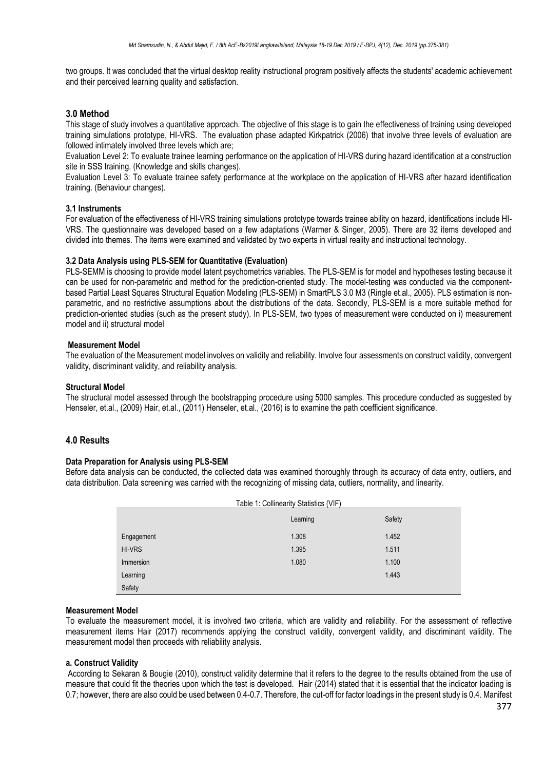two groups. It was concluded that the virtual desktop reality instructional program positively affects the students' academic achievement and their perceived learning quality and satisfaction.

## 3.0 Method

This stage of study involves a quantitative approach. The objective of this stage is to gain the effectiveness of training using developed training simulations prototype, HI-VRS. The evaluation phase adapted Kirkpatrick (2006) that involve three levels of evaluation are followed intimately involved three levels which are;

Evaluation Level 2: To evaluate trainee learning performance on the application of HI-VRS during hazard identification at a construction site in SSS training. (Knowledge and skills changes).

Evaluation Level 3: To evaluate trainee safety performance at the workplace on the application of HI-VRS after hazard identification training. (Behaviour changes).

### 3.1 Instruments

For evaluation of the effectiveness of HI-VRS training simulations prototype towards trainee ability on hazard, identifications include HI-VRS. The questionnaire was developed based on a few adaptations (Warmer & Singer, 2005). There are 32 items developed and divided into themes. The items were examined and validated by two experts in virtual reality and instructional technology.

### 3.2 Data Analysis using PLS-SEM for Quantitative (Evaluation)

PLS-SEMM is choosing to provide model latent psychometrics variables. The PLS-SEM is for model and hypotheses testing because it can be used for non-parametric and method for the prediction-oriented study. The model-testing was conducted via the component-based Partial Least Squares Structural Equation Modeling (PLS-SEM) in SmartPLS 3.0 M3 (Ringle et.al., 2005). PLS estimation is non-parametric, and no restrictive assumptions about the distributions of the data. Secondly, PLS-SEM is a more suitable method for prediction-oriented studies (such as the present study). In PLS-SEM, two types of measurement were conducted on i) measurement model and ii) structural model

**Measurement Model**

The evaluation of the Measurement model involves on validity and reliability. Involve four assessments on construct validity, convergent validity, discriminant validity, and reliability analysis.

**Structural Model**

The structural model assessed through the bootstrapping procedure using 5000 samples. This procedure conducted as suggested by Henseler, et.al., (2009) Hair, et.al., (2011) Henseler, et.al., (2016) is to examine the path coefficient significance.

## 4.0 Results

**Data Preparation for Analysis using PLS-SEM**

Before data analysis can be conducted, the collected data was examined thoroughly through its accuracy of data entry, outliers, and data distribution. Data screening was carried with the recognizing of missing data, outliers, normality, and linearity.

Table 1: Collinearity Statistics (VIF)

| | Learning | Safety |
|---|---|---|
| Engagement | 1.308 | 1.452 |
| HI-VRS | 1.395 | 1.511 |
| Immersion | 1.080 | 1.100 |
| Learning | | 1.443 |
| Safety | | |

**Measurement Model**

To evaluate the measurement model, it is involved two criteria, which are validity and reliability. For the assessment of reflective measurement items Hair (2017) recommends applying the construct validity, convergent validity, and discriminant validity. The measurement model then proceeds with reliability analysis.

**a. Construct Validity**

According to Sekaran & Bougie (2010), construct validity determine that it refers to the degree to the results obtained from the use of measure that could fit the theories upon which the test is developed. Hair (2014) stated that it is essential that the indicator loading is 0.7; however, there are also could be used between 0.4-0.7. Therefore, the cut-off for factor loadings in the present study is 0.4. Manifest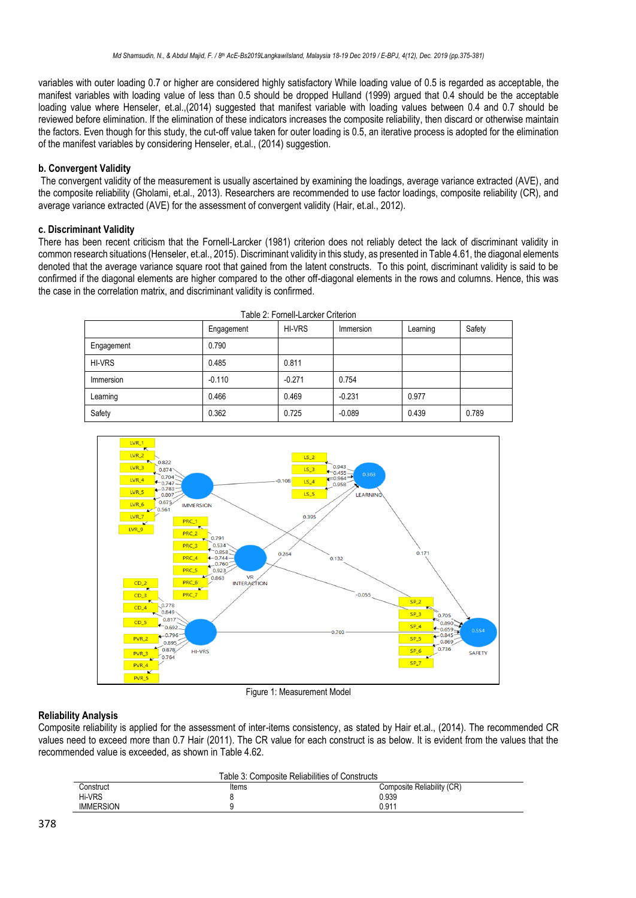variables with outer loading 0.7 or higher are considered highly satisfactory While loading value of 0.5 is regarded as acceptable, the manifest variables with loading value of less than 0.5 should be dropped Hulland (1999) argued that 0.4 should be the acceptable loading value where Henseler, et.al.,(2014) suggested that manifest variable with loading values between 0.4 and 0.7 should be reviewed before elimination. If the elimination of these indicators increases the composite reliability, then discard or otherwise maintain the factors. Even though for this study, the cut-off value taken for outer loading is 0.5, an iterative process is adopted for the elimination of the manifest variables by considering Henseler, et.al., (2014) suggestion.

**b. Convergent Validity**

The convergent validity of the measurement is usually ascertained by examining the loadings, average variance extracted (AVE), and the composite reliability (Gholami, et.al., 2013). Researchers are recommended to use factor loadings, composite reliability (CR), and average variance extracted (AVE) for the assessment of convergent validity (Hair, et.al., 2012).

**c. Discriminant Validity**

There has been recent criticism that the Fornell-Larcker (1981) criterion does not reliably detect the lack of discriminant validity in common research situations (Henseler, et.al., 2015). Discriminant validity in this study, as presented in Table 4.61, the diagonal elements denoted that the average variance square root that gained from the latent constructs. To this point, discriminant validity is said to be confirmed if the diagonal elements are higher compared to the other off-diagonal elements in the rows and columns. Hence, this was the case in the correlation matrix, and discriminant validity is confirmed.

Table 2: Fornell-Larcker Criterion

| | Engagement | HI-VRS | Immersion | Learning | Safety |
|---|---|---|---|---|---|
| Engagement | 0.790 | | | | |
| HI-VRS | 0.485 | 0.811 | | | |
| Immersion | -0.110 | -0.271 | 0.754 | | |
| Learning | 0.466 | 0.469 | -0.231 | 0.977 | |
| Safety | 0.362 | 0.725 | -0.089 | 0.439 | 0.789 |

Figure 1: Measurement Model

**Reliability Analysis**

Composite reliability is applied for the assessment of inter-items consistency, as stated by Hair et.al., (2014). The recommended CR values need to exceed more than 0.7 Hair (2011). The CR value for each construct is as below. It is evident from the values that the recommended value is exceeded, as shown in Table 4.62.

Table 3: Composite Reliabilities of Constructs

| Construct | Items | Composite Reliability (CR) |
|---|---|---|
| Hi-VRS | 8 | 0.939 |
| IMMERSION | 9 | 0.911 |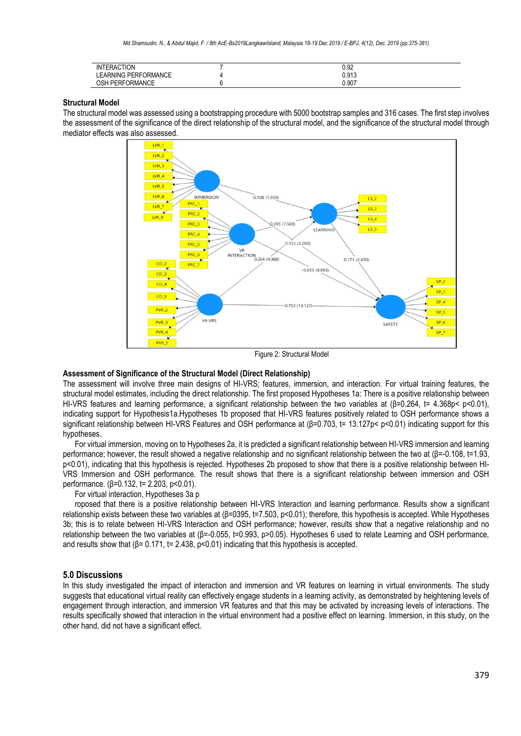| INTERACTION | 7 | 0.92 |
|---|---|---|
| LEARNING PERFORMANCE | 4 | 0.913 |
| OSH PERFORMANCE | 6 | 0.907 |

**Structural Model**

The structural model was assessed using a bootstrapping procedure with 5000 bootstrap samples and 316 cases. The first step involves the assessment of the significance of the direct relationship of the structural model, and the significance of the structural model through mediator effects was also assessed.

Figure 2: Structural Model

**Assessment of Significance of the Structural Model (Direct Relationship)**

The assessment will involve three main designs of HI-VRS; features, immersion, and interaction. For virtual training features, the structural model estimates, including the direct relationship. The first proposed Hypotheses 1a: There is a positive relationship between HI-VRS features and learning performance, a significant relationship between the two variables at (β=0.264, t= 4.368p< p<0.01), indicating support for Hypothesis1a.Hypotheses 1b proposed that HI-VRS features positively related to OSH performance shows a significant relationship between HI-VRS Features and OSH performance at (β=0.703, t= 13.127p< p<0.01) indicating support for this hypotheses.

For virtual immersion, moving on to Hypotheses 2a, it is predicted a significant relationship between HI-VRS immersion and learning performance; however, the result showed a negative relationship and no significant relationship between the two at (β=-0.108, t=1.93, p<0.01), indicating that this hypothesis is rejected. Hypotheses 2b proposed to show that there is a positive relationship between HI-VRS Immersion and OSH performance. The result shows that there is a significant relationship between immersion and OSH performance. (β=0.132, t= 2.203, p<0.01).

For virtual interaction, Hypotheses 3a p

roposed that there is a positive relationship between HI-VRS Interaction and learning performance. Results show a significant relationship exists between these two variables at (β=0395, t=7.503, p<0.01); therefore, this hypothesis is accepted. While Hypotheses 3b; this is to relate between HI-VRS Interaction and OSH performance; however, results show that a negative relationship and no relationship between the two variables at (β=-0.055, t=0.993, p>0.05). Hypotheses 6 used to relate Learning and OSH performance, and results show that (β= 0.171, t= 2.438, p<0.01) indicating that this hypothesis is accepted.

## 5.0 Discussions

In this study investigated the impact of interaction and immersion and VR features on learning in virtual environments. The study suggests that educational virtual reality can effectively engage students in a learning activity, as demonstrated by heightening levels of engagement through interaction, and immersion VR features and that this may be activated by increasing levels of interactions. The results specifically showed that interaction in the virtual environment had a positive effect on learning. Immersion, in this study, on the other hand, did not have a significant effect.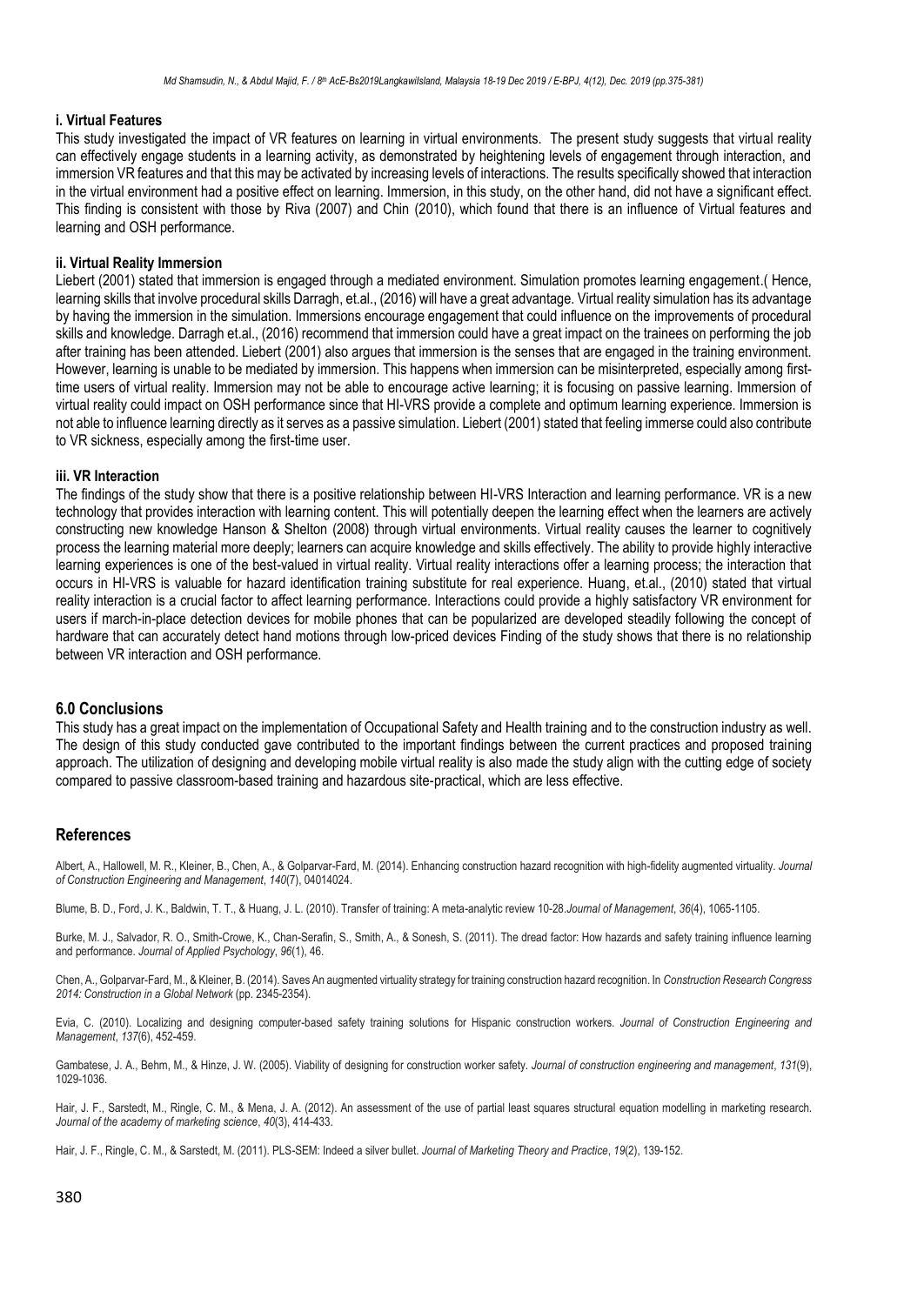#### i. Virtual Features

This study investigated the impact of VR features on learning in virtual environments. The present study suggests that virtual reality can effectively engage students in a learning activity, as demonstrated by heightening levels of engagement through interaction, and immersion VR features and that this may be activated by increasing levels of interactions. The results specifically showed that interaction in the virtual environment had a positive effect on learning. Immersion, in this study, on the other hand, did not have a significant effect. This finding is consistent with those by Riva (2007) and Chin (2010), which found that there is an influence of Virtual features and learning and OSH performance.

#### ii. Virtual Reality Immersion

Liebert (2001) stated that immersion is engaged through a mediated environment. Simulation promotes learning engagement.( Hence, learning skills that involve procedural skills Darragh, et.al., (2016) will have a great advantage. Virtual reality simulation has its advantage by having the immersion in the simulation. Immersions encourage engagement that could influence on the improvements of procedural skills and knowledge. Darragh et.al., (2016) recommend that immersion could have a great impact on the trainees on performing the job after training has been attended. Liebert (2001) also argues that immersion is the senses that are engaged in the training environment. However, learning is unable to be mediated by immersion. This happens when immersion can be misinterpreted, especially among first-time users of virtual reality. Immersion may not be able to encourage active learning; it is focusing on passive learning. Immersion of virtual reality could impact on OSH performance since that HI-VRS provide a complete and optimum learning experience. Immersion is not able to influence learning directly as it serves as a passive simulation. Liebert (2001) stated that feeling immerse could also contribute to VR sickness, especially among the first-time user.

#### iii. VR Interaction

The findings of the study show that there is a positive relationship between HI-VRS Interaction and learning performance. VR is a new technology that provides interaction with learning content. This will potentially deepen the learning effect when the learners are actively constructing new knowledge Hanson & Shelton (2008) through virtual environments. Virtual reality causes the learner to cognitively process the learning material more deeply; learners can acquire knowledge and skills effectively. The ability to provide highly interactive learning experiences is one of the best-valued in virtual reality. Virtual reality interactions offer a learning process; the interaction that occurs in HI-VRS is valuable for hazard identification training substitute for real experience. Huang, et.al., (2010) stated that virtual reality interaction is a crucial factor to affect learning performance. Interactions could provide a highly satisfactory VR environment for users if march-in-place detection devices for mobile phones that can be popularized are developed steadily following the concept of hardware that can accurately detect hand motions through low-priced devices Finding of the study shows that there is no relationship between VR interaction and OSH performance.

## 6.0 Conclusions

This study has a great impact on the implementation of Occupational Safety and Health training and to the construction industry as well. The design of this study conducted gave contributed to the important findings between the current practices and proposed training approach. The utilization of designing and developing mobile virtual reality is also made the study align with the cutting edge of society compared to passive classroom-based training and hazardous site-practical, which are less effective.

## References

Albert, A., Hallowell, M. R., Kleiner, B., Chen, A., & Golparvar-Fard, M. (2014). Enhancing construction hazard recognition with high-fidelity augmented virtuality. *Journal of Construction Engineering and Management*, *140*(7), 04014024.

Blume, B. D., Ford, J. K., Baldwin, T. T., & Huang, J. L. (2010). Transfer of training: A meta-analytic review 10-28.*Journal of Management*, *36*(4), 1065-1105.

Burke, M. J., Salvador, R. O., Smith-Crowe, K., Chan-Serafin, S., Smith, A., & Sonesh, S. (2011). The dread factor: How hazards and safety training influence learning and performance. *Journal of Applied Psychology*, *96*(1), 46.

Chen, A., Golparvar-Fard, M., & Kleiner, B. (2014). Saves An augmented virtuality strategy for training construction hazard recognition. In *Construction Research Congress 2014: Construction in a Global Network* (pp. 2345-2354).

Evia, C. (2010). Localizing and designing computer-based safety training solutions for Hispanic construction workers. *Journal of Construction Engineering and Management*, *137*(6), 452-459.

Gambatese, J. A., Behm, M., & Hinze, J. W. (2005). Viability of designing for construction worker safety. *Journal of construction engineering and management*, *131*(9), 1029-1036.

Hair, J. F., Sarstedt, M., Ringle, C. M., & Mena, J. A. (2012). An assessment of the use of partial least squares structural equation modelling in marketing research. *Journal of the academy of marketing science*, *40*(3), 414-433.

Hair, J. F., Ringle, C. M., & Sarstedt, M. (2011). PLS-SEM: Indeed a silver bullet. *Journal of Marketing Theory and Practice*, *19*(2), 139-152.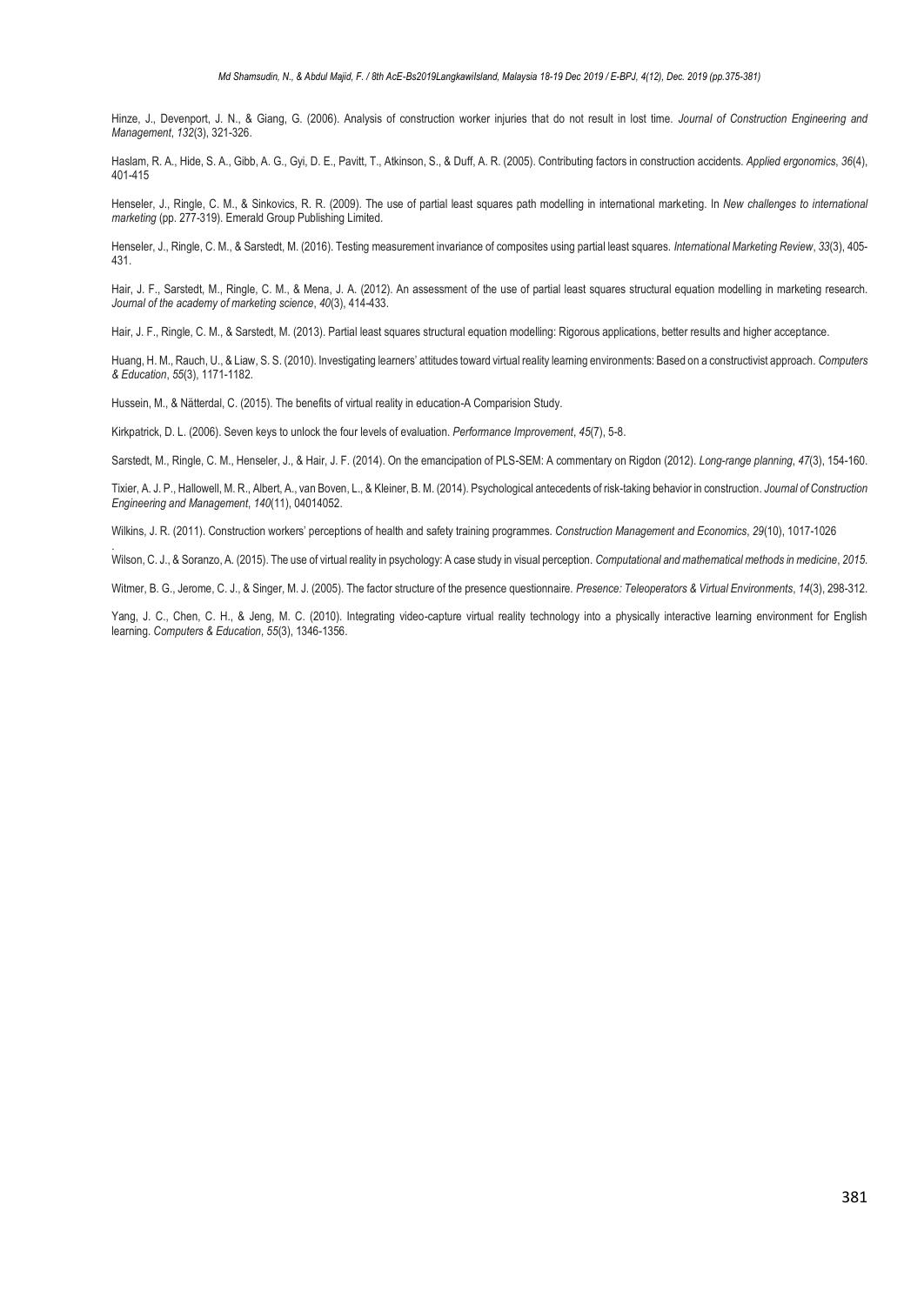Hinze, J., Devenport, J. N., & Giang, G. (2006). Analysis of construction worker injuries that do not result in lost time. *Journal of Construction Engineering and Management*, *132*(3), 321-326.

Haslam, R. A., Hide, S. A., Gibb, A. G., Gyi, D. E., Pavitt, T., Atkinson, S., & Duff, A. R. (2005). Contributing factors in construction accidents. *Applied ergonomics*, *36*(4), 401-415

Henseler, J., Ringle, C. M., & Sinkovics, R. R. (2009). The use of partial least squares path modelling in international marketing. In *New challenges to international marketing* (pp. 277-319). Emerald Group Publishing Limited.

Henseler, J., Ringle, C. M., & Sarstedt, M. (2016). Testing measurement invariance of composites using partial least squares. *International Marketing Review*, *33*(3), 405-431.

Hair, J. F., Sarstedt, M., Ringle, C. M., & Mena, J. A. (2012). An assessment of the use of partial least squares structural equation modelling in marketing research. *Journal of the academy of marketing science*, *40*(3), 414-433.

Hair, J. F., Ringle, C. M., & Sarstedt, M. (2013). Partial least squares structural equation modelling: Rigorous applications, better results and higher acceptance.

Huang, H. M., Rauch, U., & Liaw, S. S. (2010). Investigating learners' attitudes toward virtual reality learning environments: Based on a constructivist approach. *Computers & Education*, *55*(3), 1171-1182.

Hussein, M., & Nätterdal, C. (2015). The benefits of virtual reality in education-A Comparision Study.

Kirkpatrick, D. L. (2006). Seven keys to unlock the four levels of evaluation. *Performance Improvement*, *45*(7), 5-8.

Sarstedt, M., Ringle, C. M., Henseler, J., & Hair, J. F. (2014). On the emancipation of PLS-SEM: A commentary on Rigdon (2012). *Long-range planning*, *47*(3), 154-160.

Tixier, A. J. P., Hallowell, M. R., Albert, A., van Boven, L., & Kleiner, B. M. (2014). Psychological antecedents of risk-taking behavior in construction. *Journal of Construction Engineering and Management*, *140*(11), 04014052.

Wilkins, J. R. (2011). Construction workers' perceptions of health and safety training programmes. *Construction Management and Economics*, *29*(10), 1017-1026

Wilson, C. J., & Soranzo, A. (2015). The use of virtual reality in psychology: A case study in visual perception. *Computational and mathematical methods in medicine*, *2015*.

Witmer, B. G., Jerome, C. J., & Singer, M. J. (2005). The factor structure of the presence questionnaire. *Presence: Teleoperators & Virtual Environments*, *14*(3), 298-312.

Yang, J. C., Chen, C. H., & Jeng, M. C. (2010). Integrating video-capture virtual reality technology into a physically interactive learning environment for English learning. *Computers & Education*, *55*(3), 1346-1356.